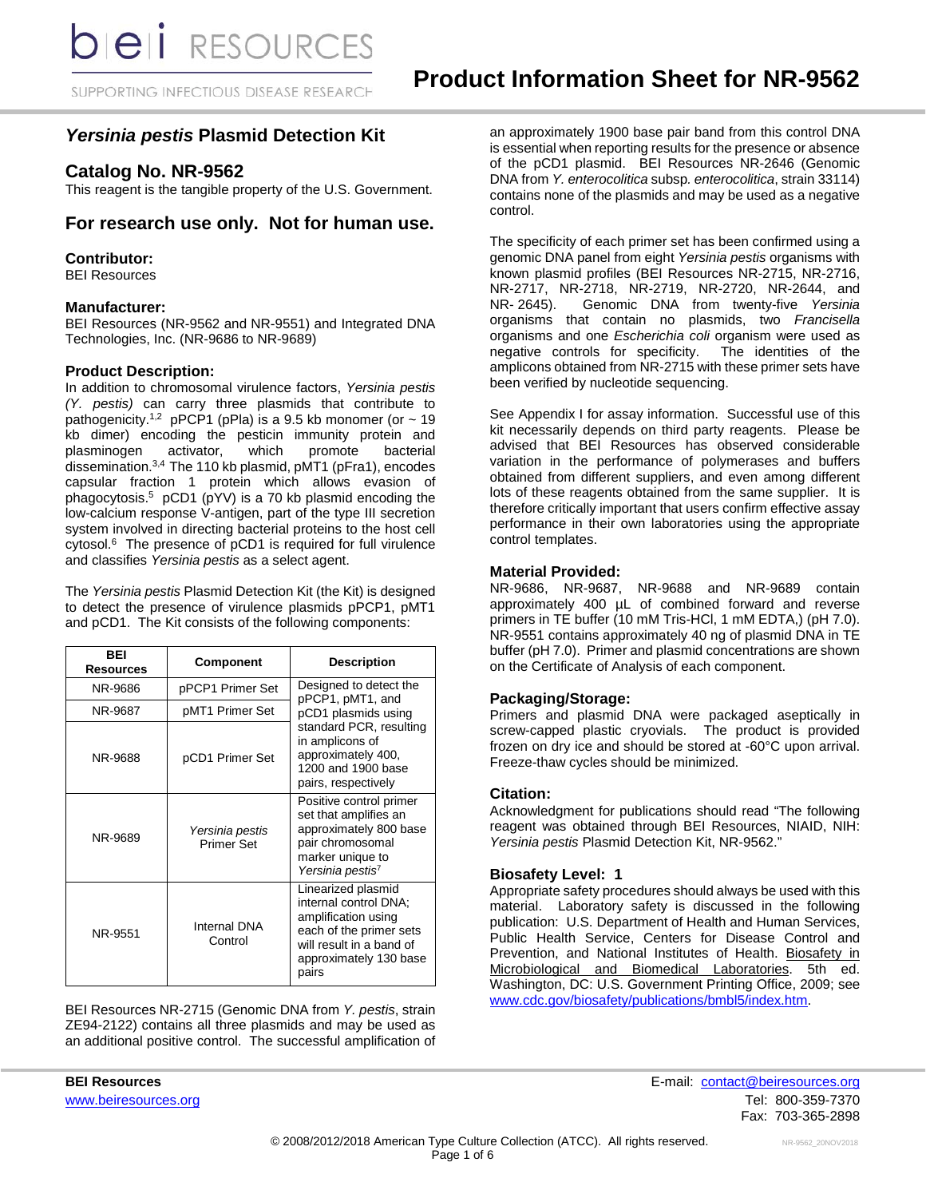# *Yersinia pestis* Plasmid Detection Kit

## Catalog No. NR-9562

This reagent is the tangible property of the U.S. Government.

## For research use only. Not for human use.

### Contributor:

BEI Resources

### Manufacturer:

BEI Resources (NR-9562 and NR-9551) and Integrated DNA Technologies, Inc. (NR-9686 to NR-9689)

### Product Description:

In addition to chromosomal virulence factors, *Yersinia pestis (Y. pestis)* can carry three plasmids that contribute to pathogenicity.[1,2] pPCP1 (pPla) is a 9.5 kb monomer (or ~ 19 kb dimer) encoding the pesticin immunity protein and plasminogen activator, which promote bacterial dissemination.[3,4] The 110 kb plasmid, pMT1 (pFra1), encodes capsular fraction 1 protein which allows evasion of phagocytosis.[5] pCD1 (pYV) is a 70 kb plasmid encoding the low-calcium response V-antigen, part of the type III secretion system involved in directing bacterial proteins to the host cell cytosol.[6] The presence of pCD1 is required for full virulence and classifies *Yersinia pestis* as a select agent.

The *Yersinia pestis* Plasmid Detection Kit (the Kit) is designed to detect the presence of virulence plasmids pPCP1, pMT1 and pCD1. The Kit consists of the following components:

| BEI Resources | Component | Description |
|---|---|---|
| NR-9686 | pPCP1 Primer Set | Designed to detect the pPCP1, pMT1, and pCD1 plasmids using standard PCR, resulting in amplicons of approximately 400, 1200 and 1900 base pairs, respectively |
| NR-9687 | pMT1 Primer Set | |
| NR-9688 | pCD1 Primer Set | |
| NR-9689 | *Yersinia pestis* Primer Set | Positive control primer set that amplifies an approximately 800 base pair chromosomal marker unique to *Yersinia pestis*[7] |
| NR-9551 | Internal DNA Control | Linearized plasmid internal control DNA; amplification using each of the primer sets will result in a band of approximately 130 base pairs |

BEI Resources NR-2715 (Genomic DNA from *Y. pestis*, strain ZE94-2122) contains all three plasmids and may be used as an additional positive control. The successful amplification of an approximately 1900 base pair band from this control DNA is essential when reporting results for the presence or absence of the pCD1 plasmid. BEI Resources NR-2646 (Genomic DNA from *Y. enterocolitica* subsp. *enterocolitica*, strain 33114) contains none of the plasmids and may be used as a negative control.

The specificity of each primer set has been confirmed using a genomic DNA panel from eight *Yersinia pestis* organisms with known plasmid profiles (BEI Resources NR-2715, NR-2716, NR-2717, NR-2718, NR-2719, NR-2720, NR-2644, and NR- 2645). Genomic DNA from twenty-five *Yersinia* organisms that contain no plasmids, two *Francisella* organisms and one *Escherichia coli* organism were used as negative controls for specificity. The identities of the amplicons obtained from NR-2715 with these primer sets have been verified by nucleotide sequencing.

See Appendix I for assay information. Successful use of this kit necessarily depends on third party reagents. Please be advised that BEI Resources has observed considerable variation in the performance of polymerases and buffers obtained from different suppliers, and even among different lots of these reagents obtained from the same supplier. It is therefore critically important that users confirm effective assay performance in their own laboratories using the appropriate control templates.

### Material Provided:

NR-9686, NR-9687, NR-9688 and NR-9689 contain approximately 400 µL of combined forward and reverse primers in TE buffer (10 mM Tris-HCl, 1 mM EDTA,) (pH 7.0). NR-9551 contains approximately 40 ng of plasmid DNA in TE buffer (pH 7.0). Primer and plasmid concentrations are shown on the Certificate of Analysis of each component.

### Packaging/Storage:

Primers and plasmid DNA were packaged aseptically in screw-capped plastic cryovials. The product is provided frozen on dry ice and should be stored at -60°C upon arrival. Freeze-thaw cycles should be minimized.

### Citation:

Acknowledgment for publications should read "The following reagent was obtained through BEI Resources, NIAID, NIH: *Yersinia pestis* Plasmid Detection Kit, NR-9562."

### Biosafety Level: 1

Appropriate safety procedures should always be used with this material. Laboratory safety is discussed in the following publication: U.S. Department of Health and Human Services, Public Health Service, Centers for Disease Control and Prevention, and National Institutes of Health. Biosafety in Microbiological and Biomedical Laboratories. 5th ed. Washington, DC: U.S. Government Printing Office, 2009; see www.cdc.gov/biosafety/publications/bmbl5/index.htm.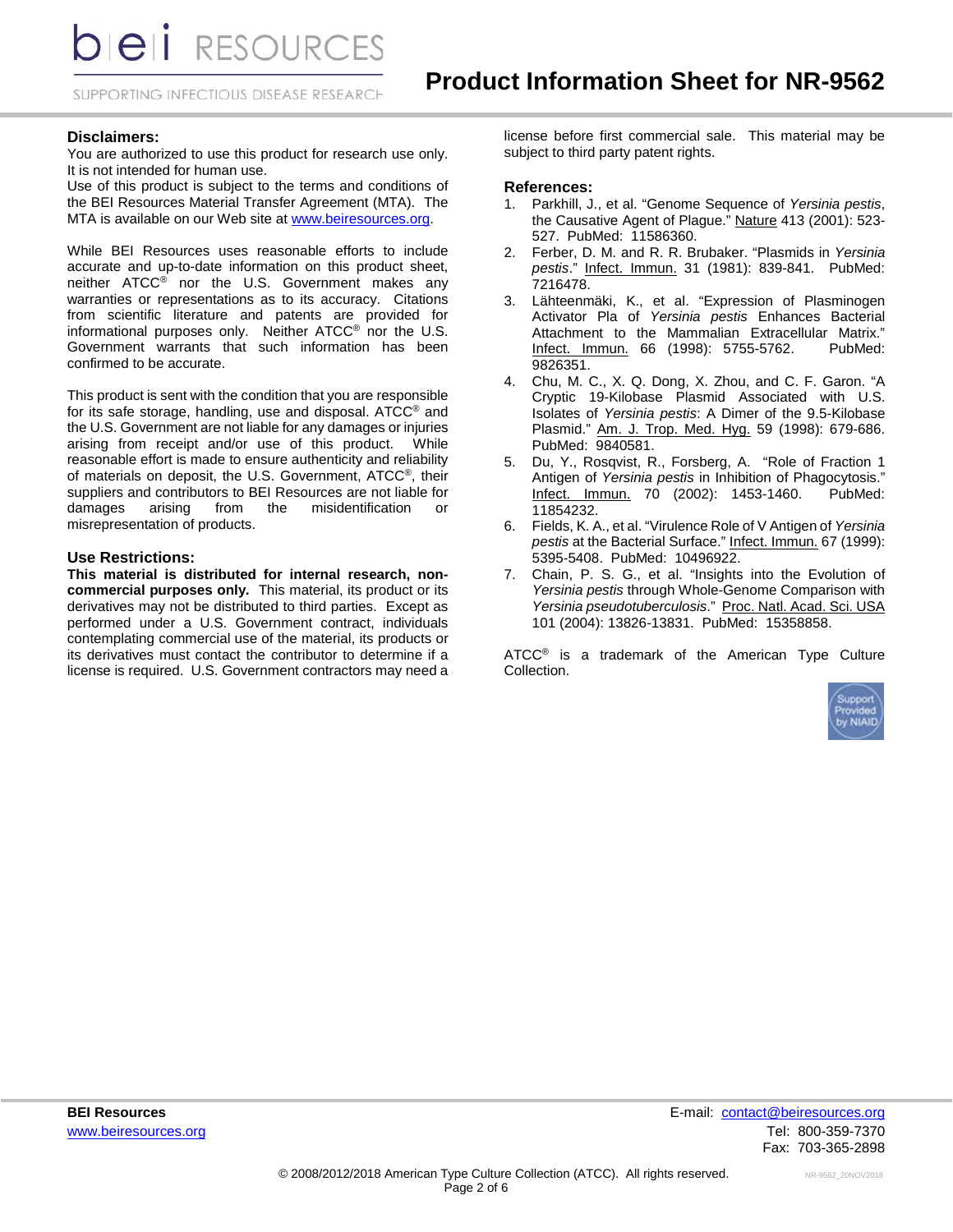### Disclaimers:

You are authorized to use this product for research use only. It is not intended for human use.

Use of this product is subject to the terms and conditions of the BEI Resources Material Transfer Agreement (MTA). The MTA is available on our Web site at www.beiresources.org.

While BEI Resources uses reasonable efforts to include accurate and up-to-date information on this product sheet, neither ATCC® nor the U.S. Government makes any warranties or representations as to its accuracy. Citations from scientific literature and patents are provided for informational purposes only. Neither ATCC® nor the U.S. Government warrants that such information has been confirmed to be accurate.

This product is sent with the condition that you are responsible for its safe storage, handling, use and disposal. ATCC® and the U.S. Government are not liable for any damages or injuries arising from receipt and/or use of this product. While reasonable effort is made to ensure authenticity and reliability of materials on deposit, the U.S. Government, ATCC®, their suppliers and contributors to BEI Resources are not liable for damages arising from the misidentification or misrepresentation of products.

### Use Restrictions:

**This material is distributed for internal research, non-commercial purposes only.** This material, its product or its derivatives may not be distributed to third parties. Except as performed under a U.S. Government contract, individuals contemplating commercial use of the material, its products or its derivatives must contact the contributor to determine if a license is required. U.S. Government contractors may need a license before first commercial sale. This material may be subject to third party patent rights.

### References:

1. Parkhill, J., et al. "Genome Sequence of *Yersinia pestis*, the Causative Agent of Plague." Nature 413 (2001): 523-527. PubMed: 11586360.
2. Ferber, D. M. and R. R. Brubaker. "Plasmids in *Yersinia pestis*." Infect. Immun. 31 (1981): 839-841. PubMed: 7216478.
3. Lähteenmäki, K., et al. "Expression of Plasminogen Activator Pla of *Yersinia pestis* Enhances Bacterial Attachment to the Mammalian Extracellular Matrix." Infect. Immun. 66 (1998): 5755-5762. PubMed: 9826351.
4. Chu, M. C., X. Q. Dong, X. Zhou, and C. F. Garon. "A Cryptic 19-Kilobase Plasmid Associated with U.S. Isolates of *Yersinia pestis*: A Dimer of the 9.5-Kilobase Plasmid." Am. J. Trop. Med. Hyg. 59 (1998): 679-686. PubMed: 9840581.
5. Du, Y., Rosqvist, R., Forsberg, A. "Role of Fraction 1 Antigen of *Yersinia pestis* in Inhibition of Phagocytosis." Infect. Immun. 70 (2002): 1453-1460. PubMed: 11854232.
6. Fields, K. A., et al. "Virulence Role of V Antigen of *Yersinia pestis* at the Bacterial Surface." Infect. Immun. 67 (1999): 5395-5408. PubMed: 10496922.
7. Chain, P. S. G., et al. "Insights into the Evolution of *Yersinia pestis* through Whole-Genome Comparison with *Yersinia pseudotuberculosis*." Proc. Natl. Acad. Sci. USA 101 (2004): 13826-13831. PubMed: 15358858.

ATCC® is a trademark of the American Type Culture Collection.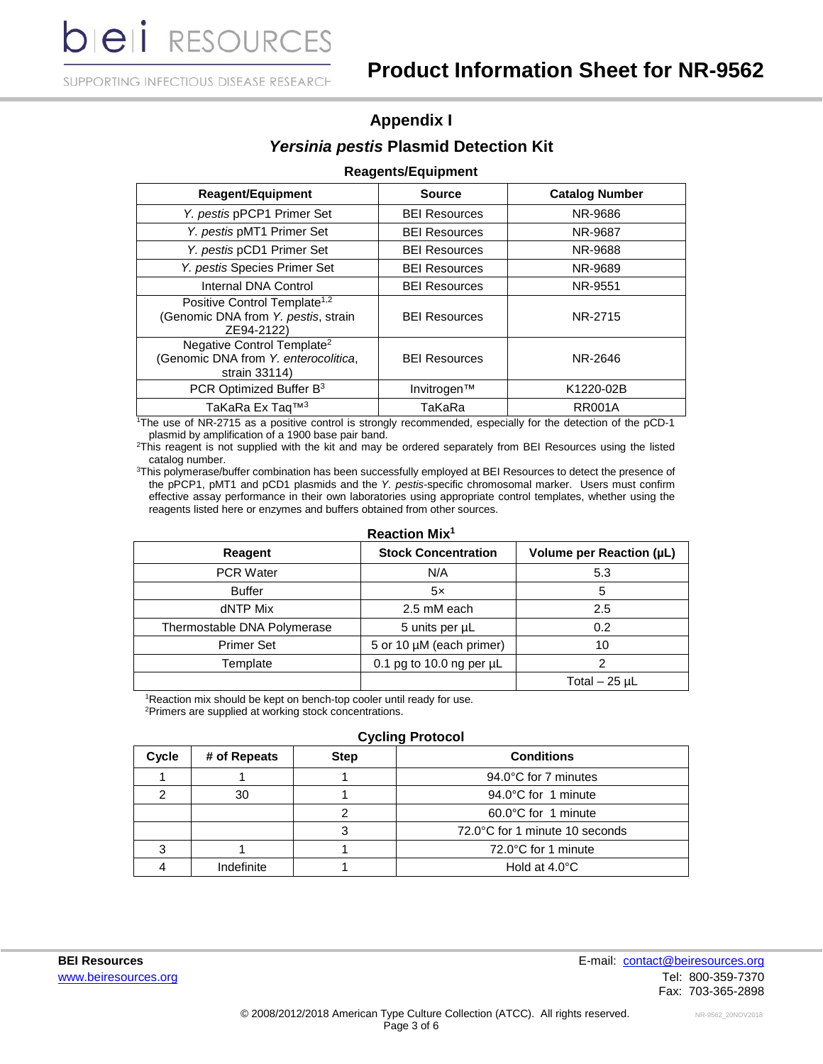## Appendix I

## *Yersinia pestis* Plasmid Detection Kit

### Reagents/Equipment

| Reagent/Equipment | Source | Catalog Number |
|---|---|---|
| *Y. pestis* pPCP1 Primer Set | BEI Resources | NR-9686 |
| *Y. pestis* pMT1 Primer Set | BEI Resources | NR-9687 |
| *Y. pestis* pCD1 Primer Set | BEI Resources | NR-9688 |
| *Y. pestis* Species Primer Set | BEI Resources | NR-9689 |
| Internal DNA Control | BEI Resources | NR-9551 |
| Positive Control Template[1,2] (Genomic DNA from *Y. pestis*, strain ZE94-2122) | BEI Resources | NR-2715 |
| Negative Control Template[2] (Genomic DNA from *Y. enterocolitica*, strain 33114) | BEI Resources | NR-2646 |
| PCR Optimized Buffer B[3] | Invitrogen™ | K1220-02B |
| TaKaRa Ex Taq™[3] | TaKaRa | RR001A |

[1]The use of NR-2715 as a positive control is strongly recommended, especially for the detection of the pCD-1 plasmid by amplification of a 1900 base pair band.

[2]This reagent is not supplied with the kit and may be ordered separately from BEI Resources using the listed catalog number.

[3]This polymerase/buffer combination has been successfully employed at BEI Resources to detect the presence of the pPCP1, pMT1 and pCD1 plasmids and the *Y. pestis*-specific chromosomal marker. Users must confirm effective assay performance in their own laboratories using appropriate control templates, whether using the reagents listed here or enzymes and buffers obtained from other sources.

### Reaction Mix[1]

| Reagent | Stock Concentration | Volume per Reaction (µL) |
|---|---|---|
| PCR Water | N/A | 5.3 |
| Buffer | 5× | 5 |
| dNTP Mix | 2.5 mM each | 2.5 |
| Thermostable DNA Polymerase | 5 units per µL | 0.2 |
| Primer Set | 5 or 10 µM (each primer) | 10 |
| Template | 0.1 pg to 10.0 ng per µL | 2 |
| | | Total – 25 µL |

[1]Reaction mix should be kept on bench-top cooler until ready for use.
[2]Primers are supplied at working stock concentrations.

### Cycling Protocol

| Cycle | # of Repeats | Step | Conditions |
|---|---|---|---|
| 1 | 1 | 1 | 94.0°C for 7 minutes |
| 2 | 30 | 1 | 94.0°C for 1 minute |
| | | 2 | 60.0°C for 1 minute |
| | | 3 | 72.0°C for 1 minute 10 seconds |
| 3 | 1 | 1 | 72.0°C for 1 minute |
| 4 | Indefinite | 1 | Hold at 4.0°C |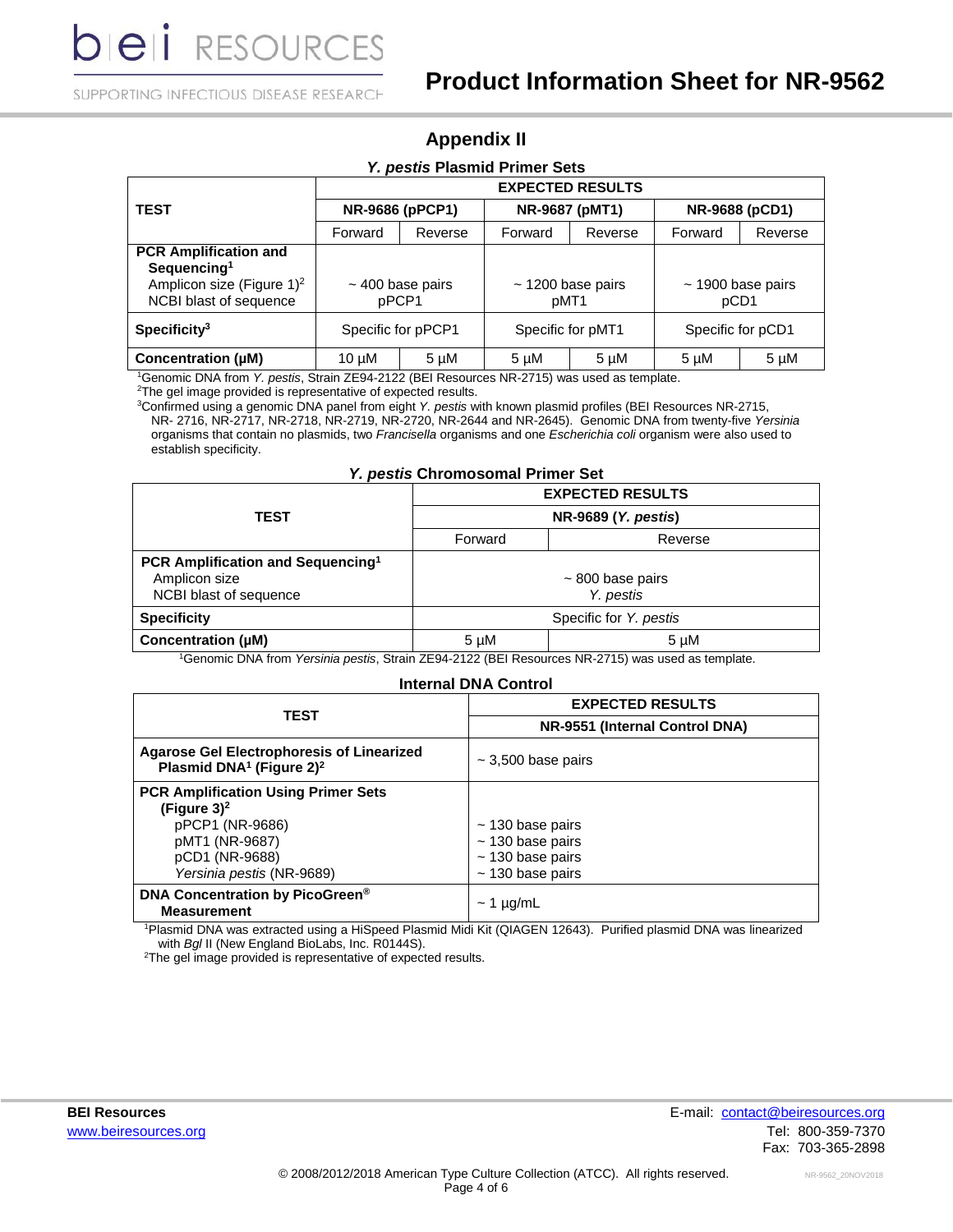## Appendix II

### *Y. pestis* Plasmid Primer Sets

| TEST | EXPECTED RESULTS | | | | | |
|---|---|---|---|---|---|---|
| | NR-9686 (pPCP1) | | NR-9687 (pMT1) | | NR-9688 (pCD1) | |
| | Forward | Reverse | Forward | Reverse | Forward | Reverse |
| **PCR Amplification and Sequencing**[1] Amplicon size (Figure 1)[2] NCBI blast of sequence | ~ 400 base pairs pPCP1 | | ~ 1200 base pairs pMT1 | | ~ 1900 base pairs pCD1 | |
| **Specificity**[3] | Specific for pPCP1 | | Specific for pMT1 | | Specific for pCD1 | |
| **Concentration (µM)** | 10 µM | 5 µM | 5 µM | 5 µM | 5 µM | 5 µM |

[1]Genomic DNA from *Y. pestis*, Strain ZE94-2122 (BEI Resources NR-2715) was used as template.
[2]The gel image provided is representative of expected results.
[3]Confirmed using a genomic DNA panel from eight *Y. pestis* with known plasmid profiles (BEI Resources NR-2715, NR- 2716, NR-2717, NR-2718, NR-2719, NR-2720, NR-2644 and NR-2645). Genomic DNA from twenty-five *Yersinia* organisms that contain no plasmids, two *Francisella* organisms and one *Escherichia coli* organism were also used to establish specificity.

### *Y. pestis* Chromosomal Primer Set

| TEST | EXPECTED RESULTS | |
|---|---|---|
| | NR-9689 (*Y. pestis*) | |
| | Forward | Reverse |
| **PCR Amplification and Sequencing**[1] Amplicon size NCBI blast of sequence | ~ 800 base pairs *Y. pestis* | |
| **Specificity** | Specific for *Y. pestis* | |
| **Concentration (µM)** | 5 µM | 5 µM |

[1]Genomic DNA from *Yersinia pestis*, Strain ZE94-2122 (BEI Resources NR-2715) was used as template.

### Internal DNA Control

| TEST | EXPECTED RESULTS |
|---|---|
| | NR-9551 (Internal Control DNA) |
| **Agarose Gel Electrophoresis of Linearized Plasmid DNA**[1] **(Figure 2)**[2] | ~ 3,500 base pairs |
| **PCR Amplification Using Primer Sets (Figure 3)**[2] pPCP1 (NR-9686) pMT1 (NR-9687) pCD1 (NR-9688) *Yersinia pestis* (NR-9689) | ~ 130 base pairs ~ 130 base pairs ~ 130 base pairs ~ 130 base pairs |
| **DNA Concentration by PicoGreen® Measurement** | ~ 1 µg/mL |

[1]Plasmid DNA was extracted using a HiSpeed Plasmid Midi Kit (QIAGEN 12643). Purified plasmid DNA was linearized with *Bgl* II (New England BioLabs, Inc. R0144S).
[2]The gel image provided is representative of expected results.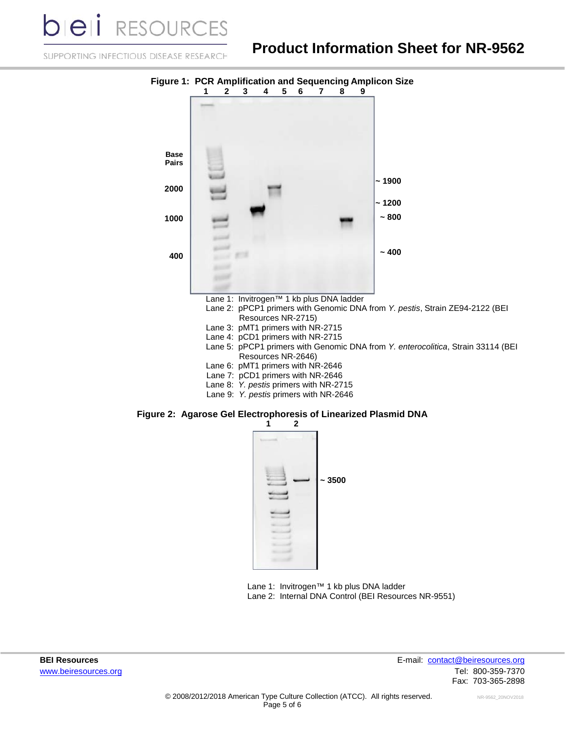**Figure 1: PCR Amplification and Sequencing Amplicon Size**

Lane 1: Invitrogen™ 1 kb plus DNA ladder
Lane 2: pPCP1 primers with Genomic DNA from *Y. pestis*, Strain ZE94-2122 (BEI Resources NR-2715)
Lane 3: pMT1 primers with NR-2715
Lane 4: pCD1 primers with NR-2715
Lane 5: pPCP1 primers with Genomic DNA from *Y. enterocolitica*, Strain 33114 (BEI Resources NR-2646)
Lane 6: pMT1 primers with NR-2646
Lane 7: pCD1 primers with NR-2646
Lane 8: *Y. pestis* primers with NR-2715
Lane 9: *Y. pestis* primers with NR-2646

**Figure 2: Agarose Gel Electrophoresis of Linearized Plasmid DNA**

Lane 1: Invitrogen™ 1 kb plus DNA ladder
Lane 2: Internal DNA Control (BEI Resources NR-9551)

**BEI Resources**
www.beiresources.org

E-mail: contact@beiresources.org
Tel: 800-359-7370
Fax: 703-365-2898

© 2008/2012/2018 American Type Culture Collection (ATCC). All rights reserved.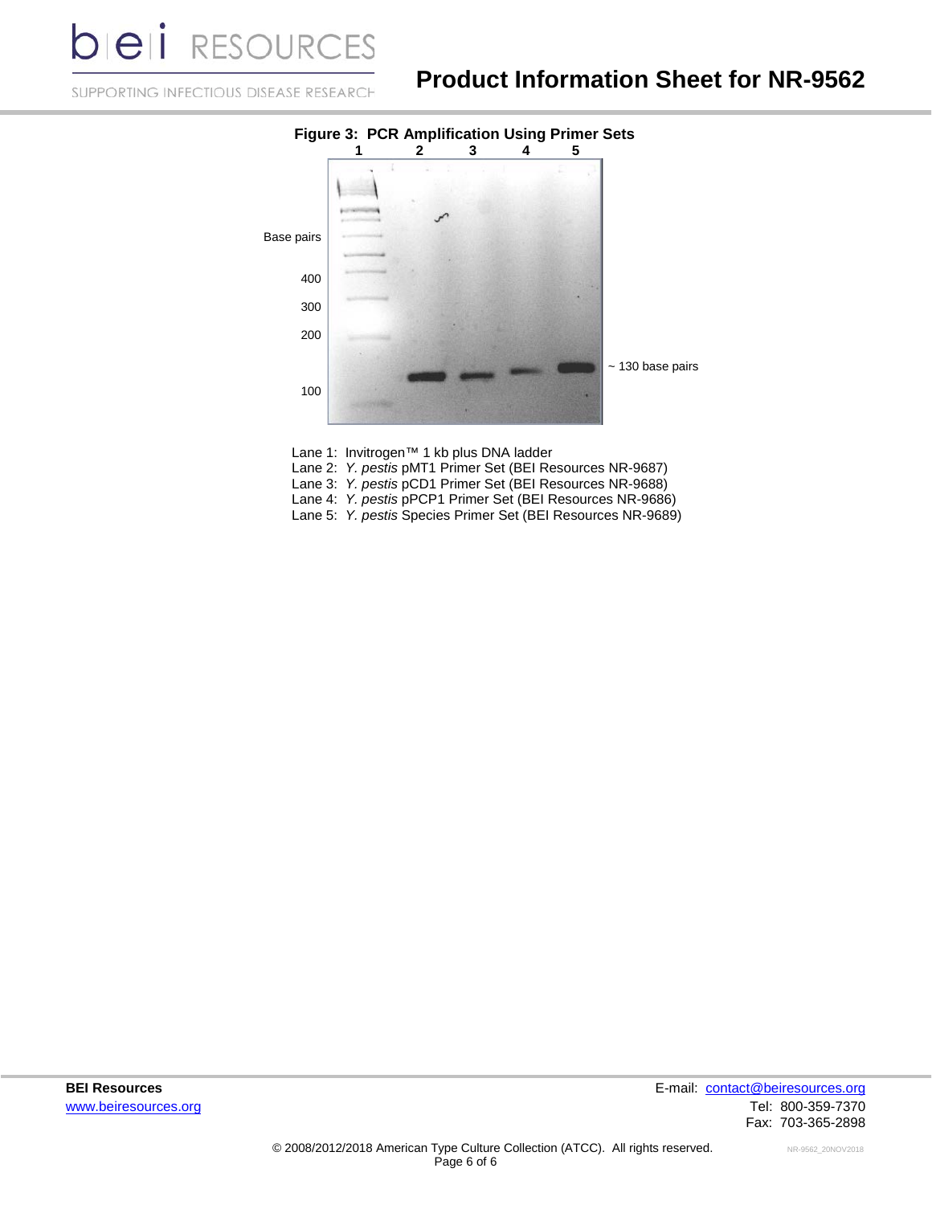**Figure 3: PCR Amplification Using Primer Sets**

1 2 3 4 5

Base pairs

400

300

200

100

~ 130 base pairs

Lane 1: Invitrogen™ 1 kb plus DNA ladder
Lane 2: *Y. pestis* pMT1 Primer Set (BEI Resources NR-9687)
Lane 3: *Y. pestis* pCD1 Primer Set (BEI Resources NR-9688)
Lane 4: *Y. pestis* pPCP1 Primer Set (BEI Resources NR-9686)
Lane 5: *Y. pestis* Species Primer Set (BEI Resources NR-9689)